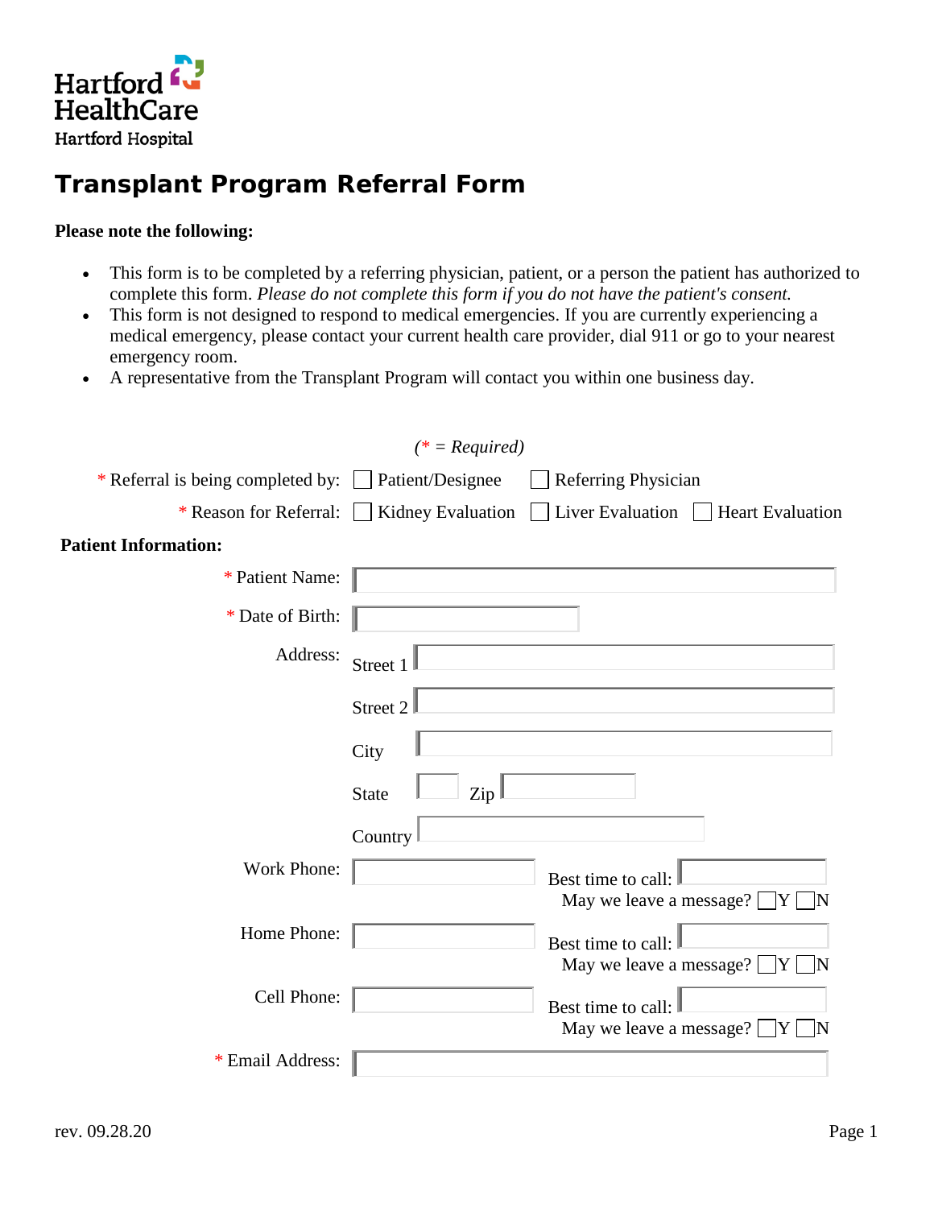Hartford HealthCare
Hartford Hospital

# Transplant Program Referral Form

**Please note the following:**

- This form is to be completed by a referring physician, patient, or a person the patient has authorized to complete this form. *Please do not complete this form if you do not have the patient's consent.*
- This form is not designed to respond to medical emergencies. If you are currently experiencing a medical emergency, please contact your current health care provider, dial 911 or go to your nearest emergency room.
- A representative from the Transplant Program will contact you within one business day.

*(* = Required)*

\* Referral is being completed by: ☐ Patient/Designee ☐ Referring Physician

\* Reason for Referral: ☐ Kidney Evaluation ☐ Liver Evaluation ☐ Heart Evaluation

**Patient Information:**

\* Patient Name: ____________________

\* Date of Birth: ____________________

Address:
Street 1 ____________________
Street 2 ____________________
City ____________________
State ______ Zip ____________
Country ____________________

Work Phone: ____________________ Best time to call: ____________
May we leave a message? ☐Y ☐N

Home Phone: ____________________ Best time to call: ____________
May we leave a message? ☐Y ☐N

Cell Phone: ____________________ Best time to call: ____________
May we leave a message? ☐Y ☐N

\* Email Address: ____________________

rev. 09.28.20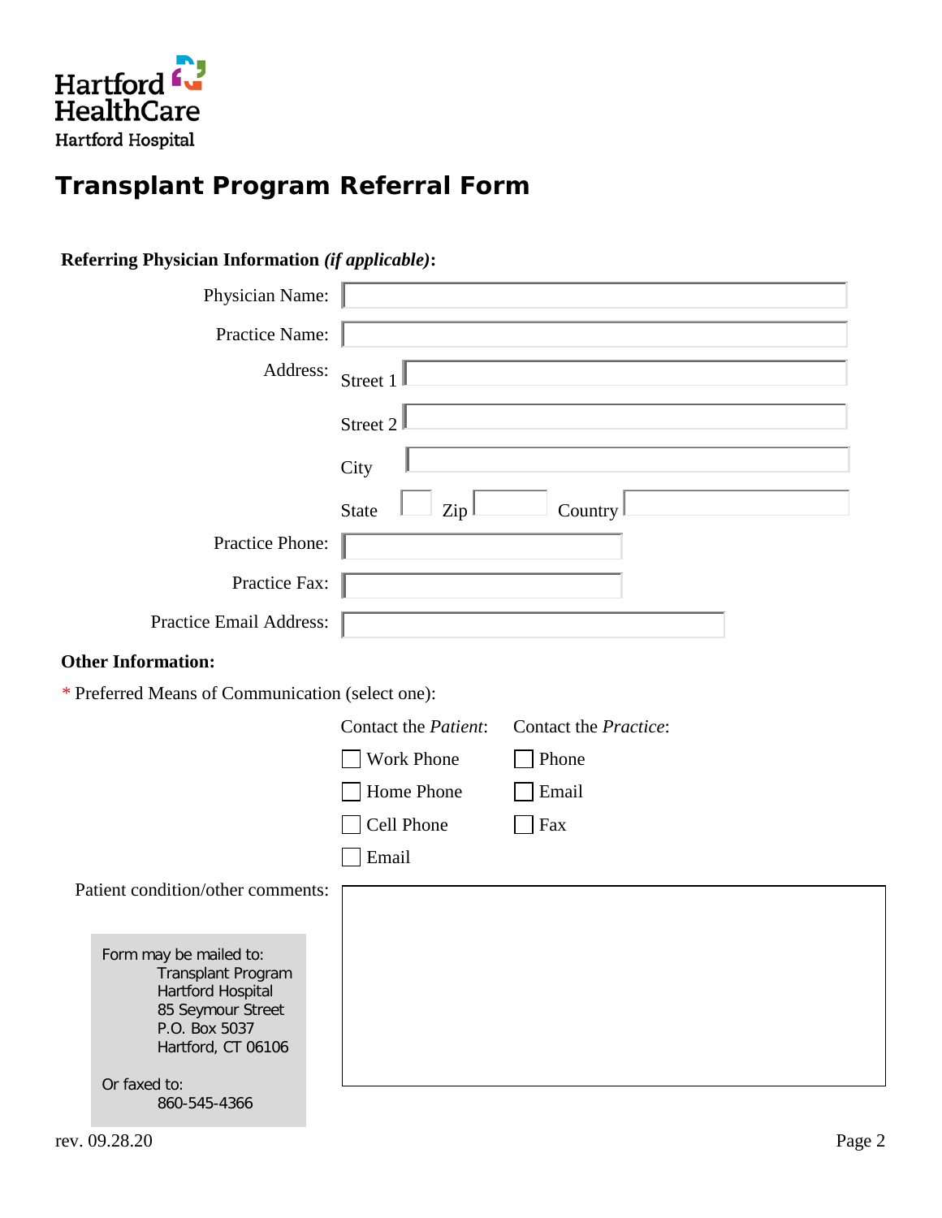Hartford HealthCare
Hartford Hospital

# Transplant Program Referral Form

**Referring Physician Information *(if applicable)*:**

Physician Name:

Practice Name:

Address: Street 1

Street 2

City

State Zip Country

Practice Phone:

Practice Fax:

Practice Email Address:

**Other Information:**

\* Preferred Means of Communication (select one):

| Contact the *Patient*: | Contact the *Practice*: |
|---|---|
| ☐ Work Phone | ☐ Phone |
| ☐ Home Phone | ☐ Email |
| ☐ Cell Phone | ☐ Fax |
| ☐ Email | |

Patient condition/other comments:

Form may be mailed to:
Transplant Program
Hartford Hospital
85 Seymour Street
P.O. Box 5037
Hartford, CT 06106

Or faxed to:
860-545-4366

rev. 09.28.20